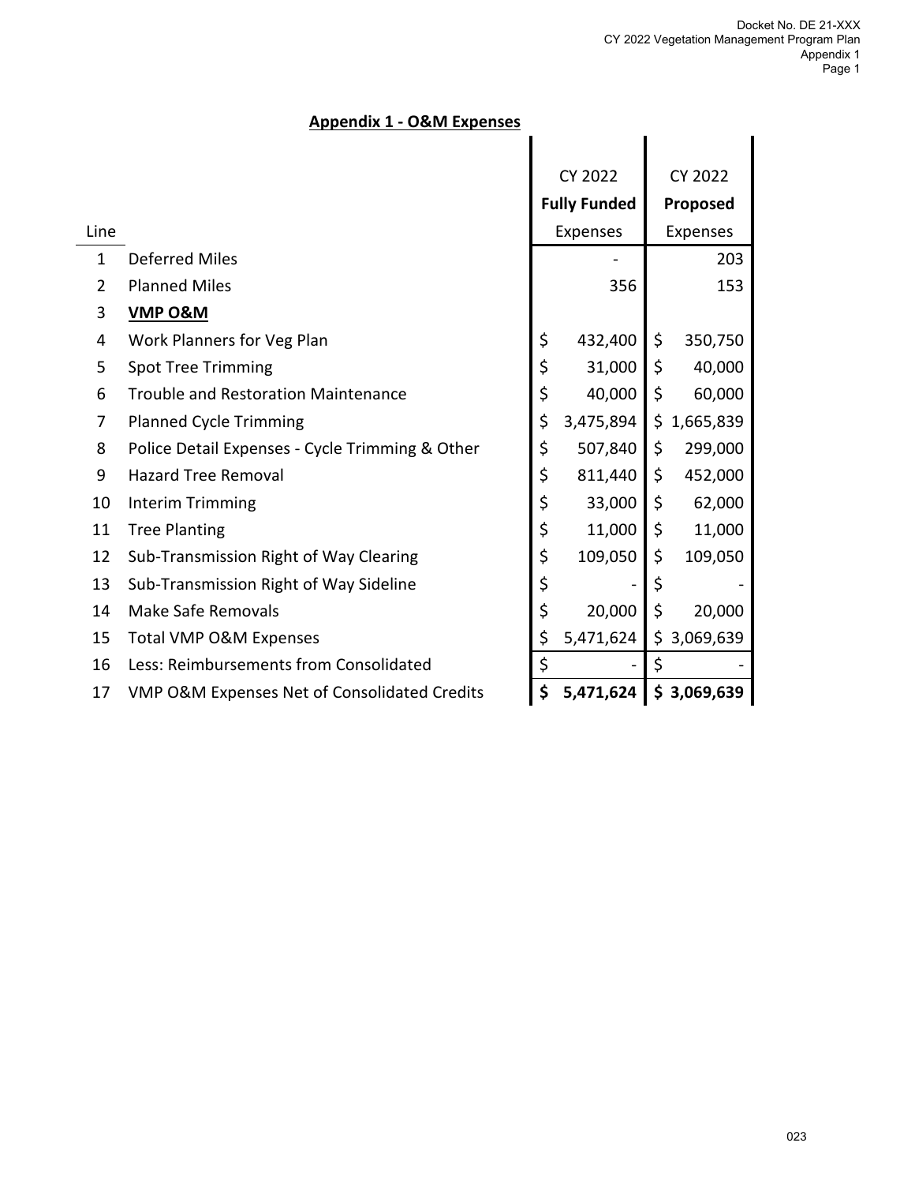Docket No. DE 21-XXX
CY 2022 Vegetation Management Program Plan
Appendix 1

## Appendix 1 - O&M Expenses

| Line | | CY 2022 Fully Funded Expenses | CY 2022 Proposed Expenses |
|---|---|---|---|
| 1 | Deferred Miles | - | 203 |
| 2 | Planned Miles | 356 | 153 |
| 3 | **VMP O&M** | | |
| 4 | Work Planners for Veg Plan | $ 432,400 | $ 350,750 |
| 5 | Spot Tree Trimming | $ 31,000 | $ 40,000 |
| 6 | Trouble and Restoration Maintenance | $ 40,000 | $ 60,000 |
| 7 | Planned Cycle Trimming | $ 3,475,894 | $ 1,665,839 |
| 8 | Police Detail Expenses - Cycle Trimming & Other | $ 507,840 | $ 299,000 |
| 9 | Hazard Tree Removal | $ 811,440 | $ 452,000 |
| 10 | Interim Trimming | $ 33,000 | $ 62,000 |
| 11 | Tree Planting | $ 11,000 | $ 11,000 |
| 12 | Sub-Transmission Right of Way Clearing | $ 109,050 | $ 109,050 |
| 13 | Sub-Transmission Right of Way Sideline | $ - | $ - |
| 14 | Make Safe Removals | $ 20,000 | $ 20,000 |
| 15 | Total VMP O&M Expenses | $ 5,471,624 | $ 3,069,639 |
| 16 | Less: Reimbursements from Consolidated | $ - | $ - |
| 17 | VMP O&M Expenses Net of Consolidated Credits | **$ 5,471,624** | **$ 3,069,639** |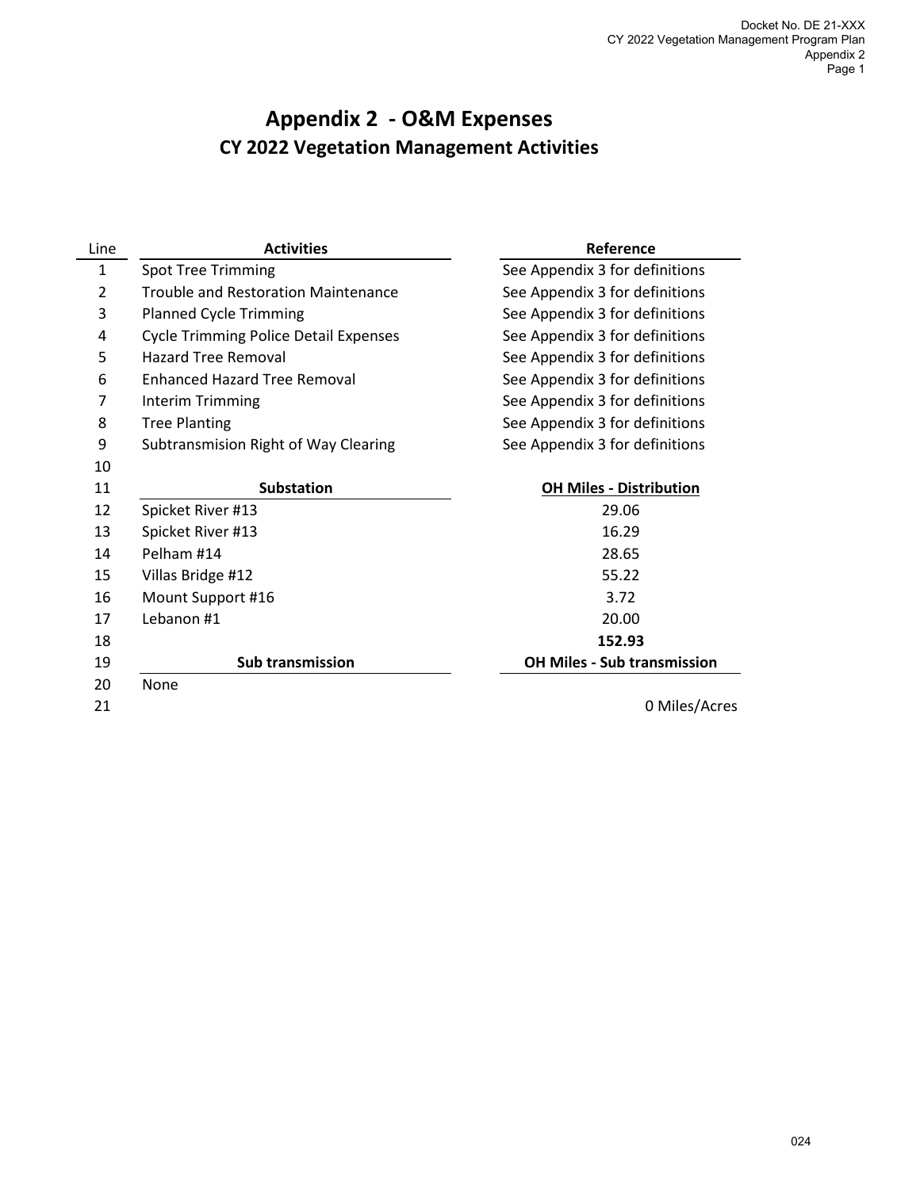# Appendix 2 - O&M Expenses

## CY 2022 Vegetation Management Activities

| Line | Activities | Reference |
|---|---|---|
| 1 | Spot Tree Trimming | See Appendix 3 for definitions |
| 2 | Trouble and Restoration Maintenance | See Appendix 3 for definitions |
| 3 | Planned Cycle Trimming | See Appendix 3 for definitions |
| 4 | Cycle Trimming Police Detail Expenses | See Appendix 3 for definitions |
| 5 | Hazard Tree Removal | See Appendix 3 for definitions |
| 6 | Enhanced Hazard Tree Removal | See Appendix 3 for definitions |
| 7 | Interim Trimming | See Appendix 3 for definitions |
| 8 | Tree Planting | See Appendix 3 for definitions |
| 9 | Subtransmision Right of Way Clearing | See Appendix 3 for definitions |
| 10 | | |
| 11 | **Substation** | **OH Miles - Distribution** |
| 12 | Spicket River #13 | 29.06 |
| 13 | Spicket River #13 | 16.29 |
| 14 | Pelham #14 | 28.65 |
| 15 | Villas Bridge #12 | 55.22 |
| 16 | Mount Support #16 | 3.72 |
| 17 | Lebanon #1 | 20.00 |
| 18 | | **152.93** |
| 19 | **Sub transmission** | **OH Miles - Sub transmission** |
| 20 | None | |
| 21 | | 0 Miles/Acres |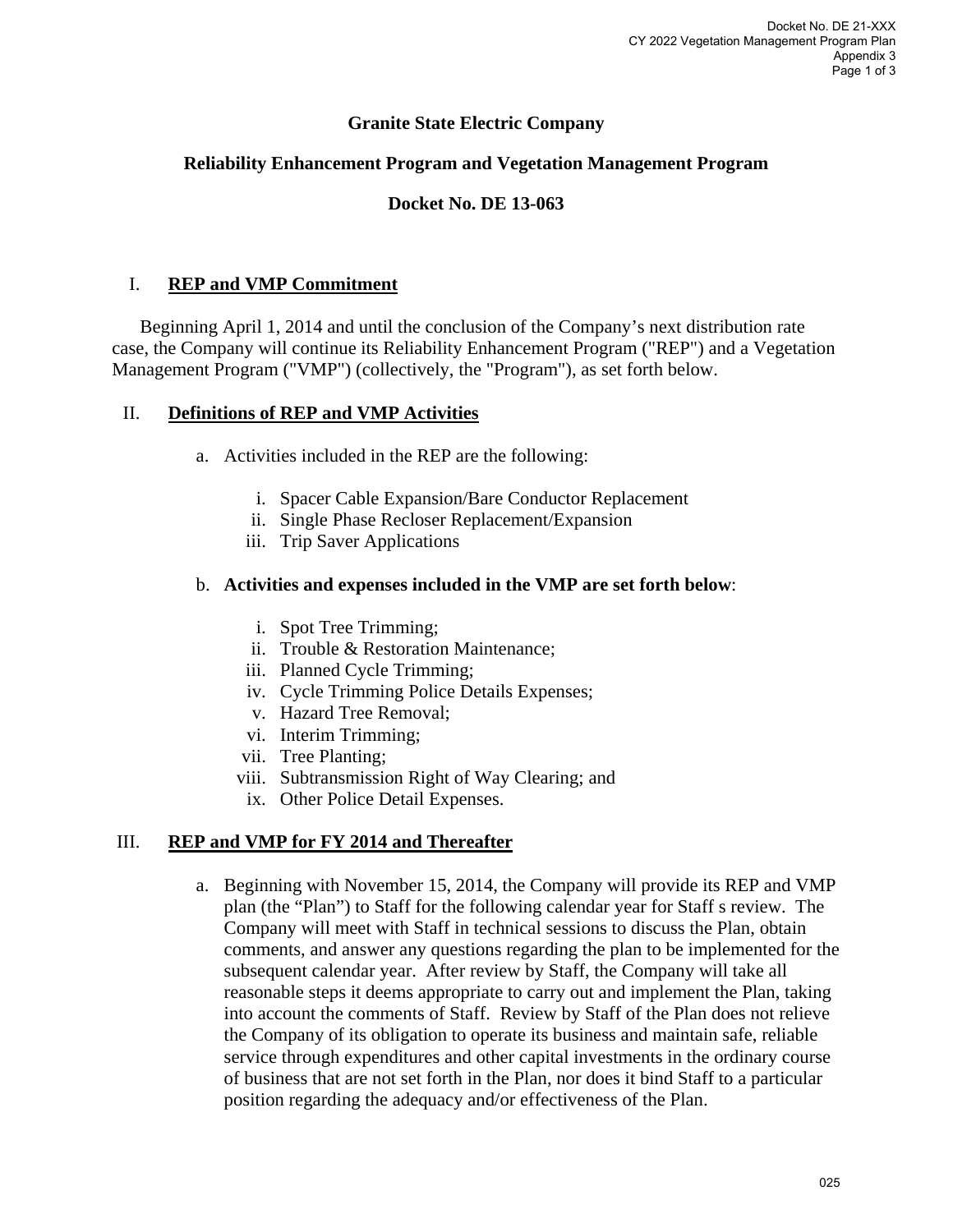**Granite State Electric Company**

**Reliability Enhancement Program and Vegetation Management Program**

**Docket No. DE 13-063**

## I. REP and VMP Commitment

Beginning April 1, 2014 and until the conclusion of the Company's next distribution rate case, the Company will continue its Reliability Enhancement Program ("REP") and a Vegetation Management Program ("VMP") (collectively, the "Program"), as set forth below.

## II. Definitions of REP and VMP Activities

a. Activities included in the REP are the following:

   i. Spacer Cable Expansion/Bare Conductor Replacement
   ii. Single Phase Recloser Replacement/Expansion
   iii. Trip Saver Applications

b. **Activities and expenses included in the VMP are set forth below**:

   i. Spot Tree Trimming;
   ii. Trouble & Restoration Maintenance;
   iii. Planned Cycle Trimming;
   iv. Cycle Trimming Police Details Expenses;
   v. Hazard Tree Removal;
   vi. Interim Trimming;
   vii. Tree Planting;
   viii. Subtransmission Right of Way Clearing; and
   ix. Other Police Detail Expenses.

## III. REP and VMP for FY 2014 and Thereafter

a. Beginning with November 15, 2014, the Company will provide its REP and VMP plan (the "Plan") to Staff for the following calendar year for Staff s review. The Company will meet with Staff in technical sessions to discuss the Plan, obtain comments, and answer any questions regarding the plan to be implemented for the subsequent calendar year. After review by Staff, the Company will take all reasonable steps it deems appropriate to carry out and implement the Plan, taking into account the comments of Staff. Review by Staff of the Plan does not relieve the Company of its obligation to operate its business and maintain safe, reliable service through expenditures and other capital investments in the ordinary course of business that are not set forth in the Plan, nor does it bind Staff to a particular position regarding the adequacy and/or effectiveness of the Plan.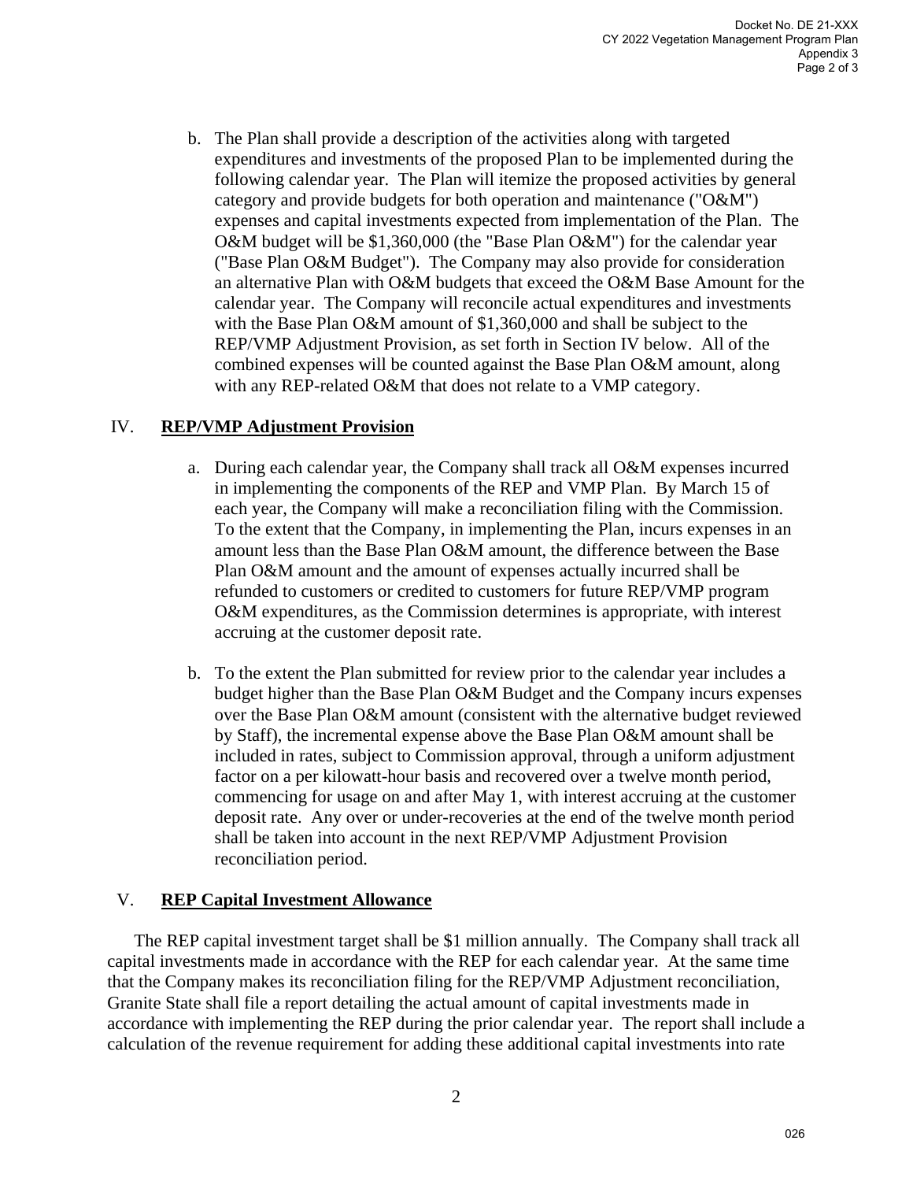b. The Plan shall provide a description of the activities along with targeted expenditures and investments of the proposed Plan to be implemented during the following calendar year. The Plan will itemize the proposed activities by general category and provide budgets for both operation and maintenance ("O&M") expenses and capital investments expected from implementation of the Plan. The O&M budget will be $1,360,000 (the "Base Plan O&M") for the calendar year ("Base Plan O&M Budget"). The Company may also provide for consideration an alternative Plan with O&M budgets that exceed the O&M Base Amount for the calendar year. The Company will reconcile actual expenditures and investments with the Base Plan O&M amount of $1,360,000 and shall be subject to the REP/VMP Adjustment Provision, as set forth in Section IV below. All of the combined expenses will be counted against the Base Plan O&M amount, along with any REP-related O&M that does not relate to a VMP category.

## IV. REP/VMP Adjustment Provision

a. During each calendar year, the Company shall track all O&M expenses incurred in implementing the components of the REP and VMP Plan. By March 15 of each year, the Company will make a reconciliation filing with the Commission. To the extent that the Company, in implementing the Plan, incurs expenses in an amount less than the Base Plan O&M amount, the difference between the Base Plan O&M amount and the amount of expenses actually incurred shall be refunded to customers or credited to customers for future REP/VMP program O&M expenditures, as the Commission determines is appropriate, with interest accruing at the customer deposit rate.

b. To the extent the Plan submitted for review prior to the calendar year includes a budget higher than the Base Plan O&M Budget and the Company incurs expenses over the Base Plan O&M amount (consistent with the alternative budget reviewed by Staff), the incremental expense above the Base Plan O&M amount shall be included in rates, subject to Commission approval, through a uniform adjustment factor on a per kilowatt-hour basis and recovered over a twelve month period, commencing for usage on and after May 1, with interest accruing at the customer deposit rate. Any over or under-recoveries at the end of the twelve month period shall be taken into account in the next REP/VMP Adjustment Provision reconciliation period.

## V. REP Capital Investment Allowance

The REP capital investment target shall be $1 million annually. The Company shall track all capital investments made in accordance with the REP for each calendar year. At the same time that the Company makes its reconciliation filing for the REP/VMP Adjustment reconciliation, Granite State shall file a report detailing the actual amount of capital investments made in accordance with implementing the REP during the prior calendar year. The report shall include a calculation of the revenue requirement for adding these additional capital investments into rate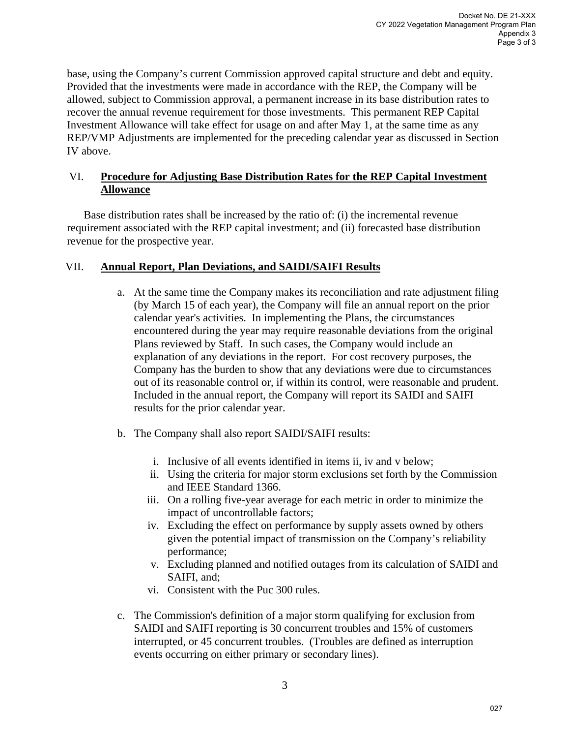base, using the Company's current Commission approved capital structure and debt and equity. Provided that the investments were made in accordance with the REP, the Company will be allowed, subject to Commission approval, a permanent increase in its base distribution rates to recover the annual revenue requirement for those investments. This permanent REP Capital Investment Allowance will take effect for usage on and after May 1, at the same time as any REP/VMP Adjustments are implemented for the preceding calendar year as discussed in Section IV above.

## VI. Procedure for Adjusting Base Distribution Rates for the REP Capital Investment Allowance

Base distribution rates shall be increased by the ratio of: (i) the incremental revenue requirement associated with the REP capital investment; and (ii) forecasted base distribution revenue for the prospective year.

## VII. Annual Report, Plan Deviations, and SAIDI/SAIFI Results

a. At the same time the Company makes its reconciliation and rate adjustment filing (by March 15 of each year), the Company will file an annual report on the prior calendar year's activities. In implementing the Plans, the circumstances encountered during the year may require reasonable deviations from the original Plans reviewed by Staff. In such cases, the Company would include an explanation of any deviations in the report. For cost recovery purposes, the Company has the burden to show that any deviations were due to circumstances out of its reasonable control or, if within its control, were reasonable and prudent. Included in the annual report, the Company will report its SAIDI and SAIFI results for the prior calendar year.

b. The Company shall also report SAIDI/SAIFI results:

   i. Inclusive of all events identified in items ii, iv and v below;
   ii. Using the criteria for major storm exclusions set forth by the Commission and IEEE Standard 1366.
   iii. On a rolling five-year average for each metric in order to minimize the impact of uncontrollable factors;
   iv. Excluding the effect on performance by supply assets owned by others given the potential impact of transmission on the Company's reliability performance;
   v. Excluding planned and notified outages from its calculation of SAIDI and SAIFI, and;
   vi. Consistent with the Puc 300 rules.

c. The Commission's definition of a major storm qualifying for exclusion from SAIDI and SAIFI reporting is 30 concurrent troubles and 15% of customers interrupted, or 45 concurrent troubles. (Troubles are defined as interruption events occurring on either primary or secondary lines).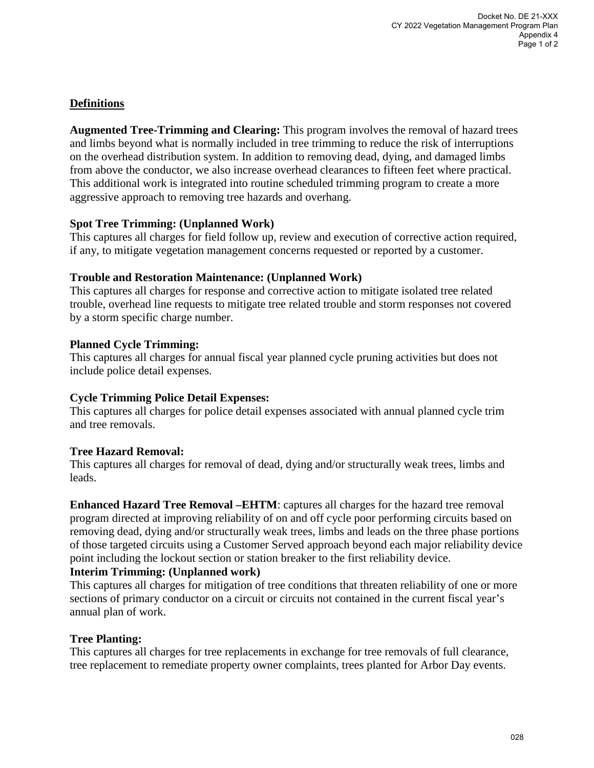## Definitions

**Augmented Tree-Trimming and Clearing:** This program involves the removal of hazard trees and limbs beyond what is normally included in tree trimming to reduce the risk of interruptions on the overhead distribution system. In addition to removing dead, dying, and damaged limbs from above the conductor, we also increase overhead clearances to fifteen feet where practical. This additional work is integrated into routine scheduled trimming program to create a more aggressive approach to removing tree hazards and overhang.

**Spot Tree Trimming: (Unplanned Work)**
This captures all charges for field follow up, review and execution of corrective action required, if any, to mitigate vegetation management concerns requested or reported by a customer.

**Trouble and Restoration Maintenance: (Unplanned Work)**
This captures all charges for response and corrective action to mitigate isolated tree related trouble, overhead line requests to mitigate tree related trouble and storm responses not covered by a storm specific charge number.

**Planned Cycle Trimming:**
This captures all charges for annual fiscal year planned cycle pruning activities but does not include police detail expenses.

**Cycle Trimming Police Detail Expenses:**
This captures all charges for police detail expenses associated with annual planned cycle trim and tree removals.

**Tree Hazard Removal:**
This captures all charges for removal of dead, dying and/or structurally weak trees, limbs and leads.

**Enhanced Hazard Tree Removal –EHTM**: captures all charges for the hazard tree removal program directed at improving reliability of on and off cycle poor performing circuits based on removing dead, dying and/or structurally weak trees, limbs and leads on the three phase portions of those targeted circuits using a Customer Served approach beyond each major reliability device point including the lockout section or station breaker to the first reliability device.

**Interim Trimming: (Unplanned work)**
This captures all charges for mitigation of tree conditions that threaten reliability of one or more sections of primary conductor on a circuit or circuits not contained in the current fiscal year's annual plan of work.

**Tree Planting:**
This captures all charges for tree replacements in exchange for tree removals of full clearance, tree replacement to remediate property owner complaints, trees planted for Arbor Day events.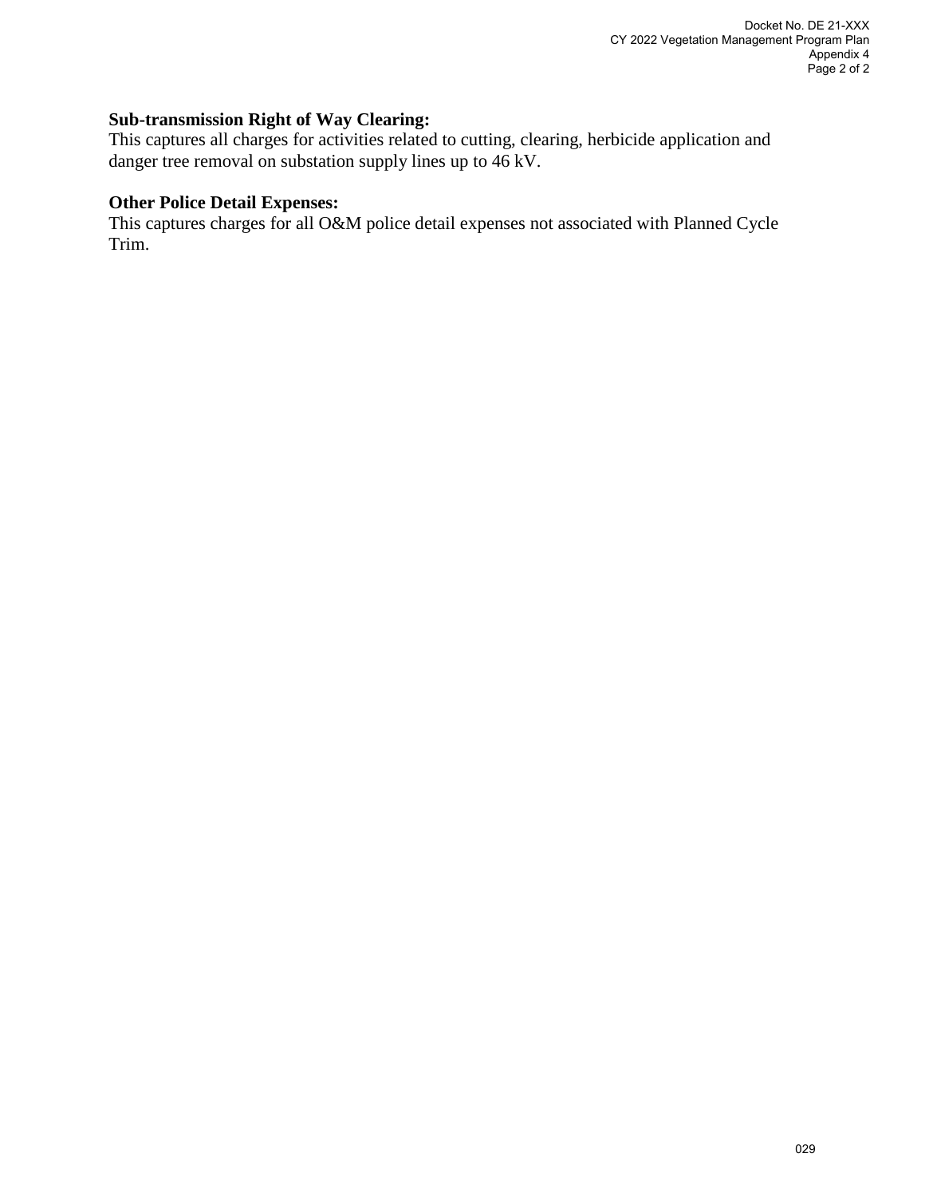**Sub-transmission Right of Way Clearing:**
This captures all charges for activities related to cutting, clearing, herbicide application and danger tree removal on substation supply lines up to 46 kV.

**Other Police Detail Expenses:**
This captures charges for all O&M police detail expenses not associated with Planned Cycle Trim.